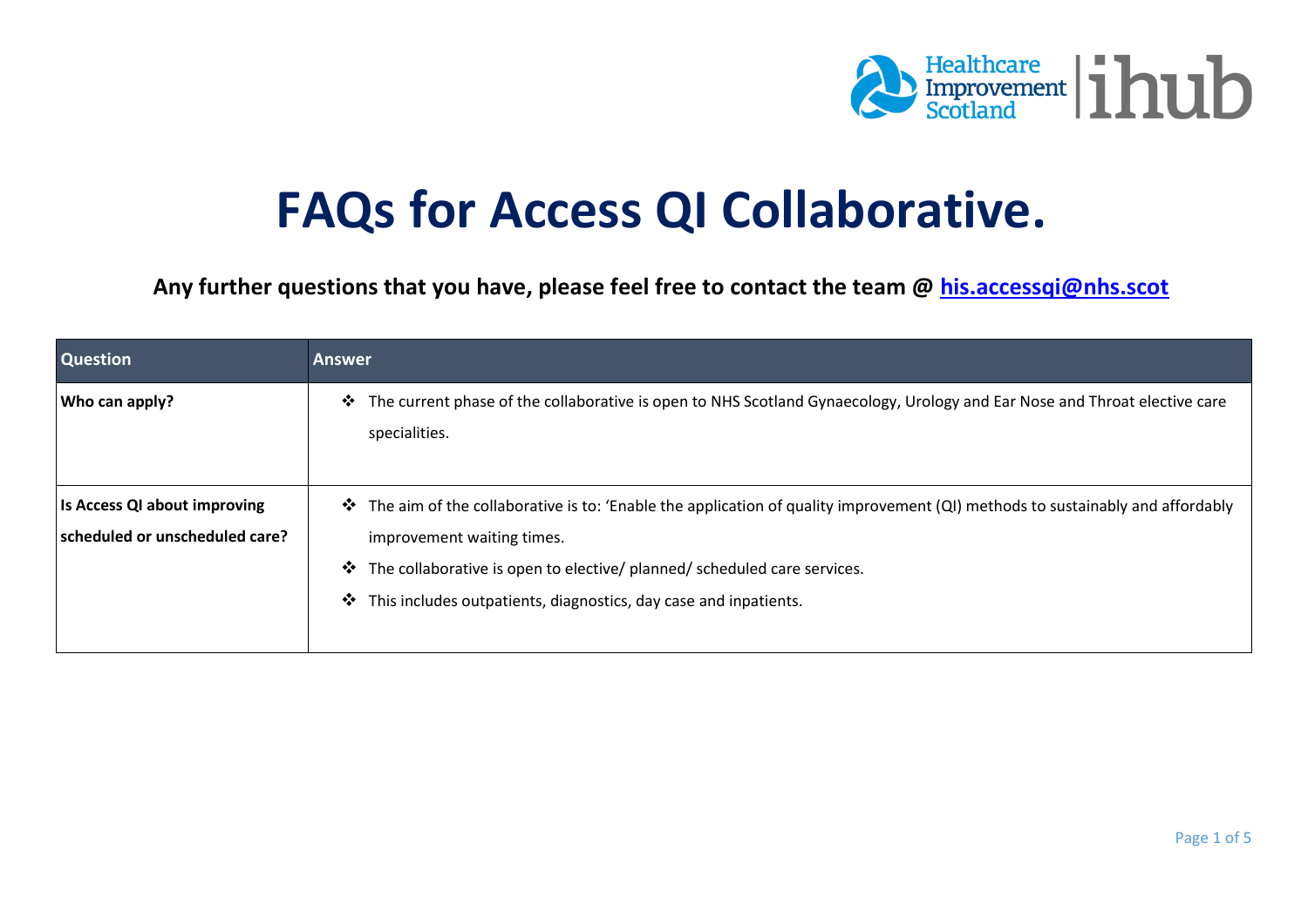# FAQs for Access QI Collaborative.

**Any further questions that you have, please feel free to contact the team @ [his.accessqi@nhs.scot](mailto:his.accessqi@nhs.scot)**

| Question | Answer |
| --- | --- |
| **Who can apply?** | ❖ The current phase of the collaborative is open to NHS Scotland Gynaecology, Urology and Ear Nose and Throat elective care specialities. |
| **Is Access QI about improving scheduled or unscheduled care?** | ❖ The aim of the collaborative is to: 'Enable the application of quality improvement (QI) methods to sustainably and affordably improvement waiting times.<br>❖ The collaborative is open to elective/ planned/ scheduled care services.<br>❖ This includes outpatients, diagnostics, day case and inpatients. |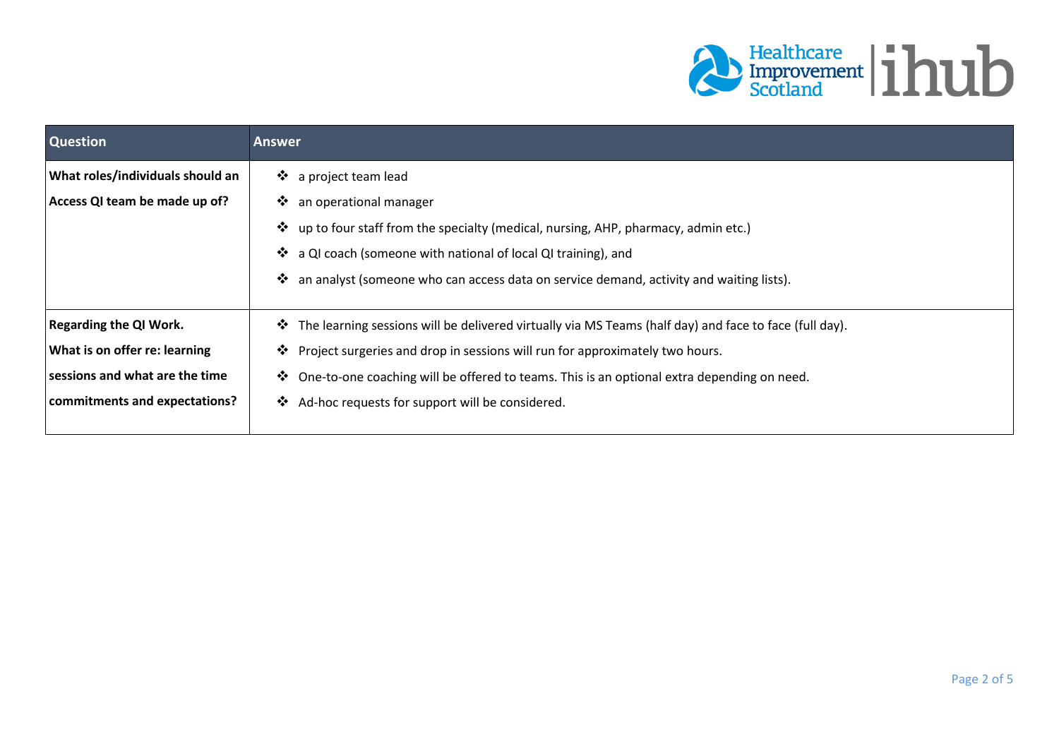| Question | Answer |
| --- | --- |
| **What roles/individuals should an Access QI team be made up of?** | ❖ a project team lead<br>❖ an operational manager<br>❖ up to four staff from the specialty (medical, nursing, AHP, pharmacy, admin etc.)<br>❖ a QI coach (someone with national of local QI training), and<br>❖ an analyst (someone who can access data on service demand, activity and waiting lists). |
| **Regarding the QI Work. What is on offer re: learning sessions and what are the time commitments and expectations?** | ❖ The learning sessions will be delivered virtually via MS Teams (half day) and face to face (full day).<br>❖ Project surgeries and drop in sessions will run for approximately two hours.<br>❖ One-to-one coaching will be offered to teams. This is an optional extra depending on need.<br>❖ Ad-hoc requests for support will be considered. |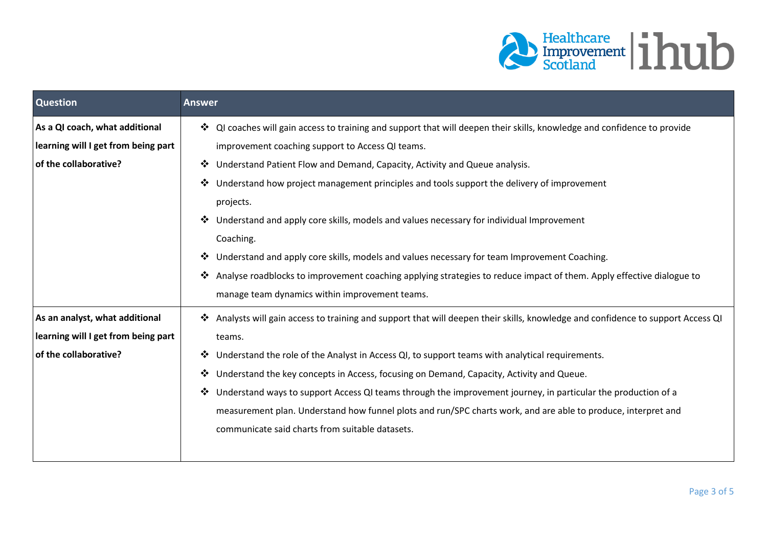| Question | Answer |
| --- | --- |
| **As a QI coach, what additional learning will I get from being part of the collaborative?** | ❖ QI coaches will gain access to training and support that will deepen their skills, knowledge and confidence to provide improvement coaching support to Access QI teams.<br>❖ Understand Patient Flow and Demand, Capacity, Activity and Queue analysis.<br>❖ Understand how project management principles and tools support the delivery of improvement projects.<br>❖ Understand and apply core skills, models and values necessary for individual Improvement Coaching.<br>❖ Understand and apply core skills, models and values necessary for team Improvement Coaching.<br>❖ Analyse roadblocks to improvement coaching applying strategies to reduce impact of them. Apply effective dialogue to manage team dynamics within improvement teams. |
| **As an analyst, what additional learning will I get from being part of the collaborative?** | ❖ Analysts will gain access to training and support that will deepen their skills, knowledge and confidence to support Access QI teams.<br>❖ Understand the role of the Analyst in Access QI, to support teams with analytical requirements.<br>❖ Understand the key concepts in Access, focusing on Demand, Capacity, Activity and Queue.<br>❖ Understand ways to support Access QI teams through the improvement journey, in particular the production of a measurement plan. Understand how funnel plots and run/SPC charts work, and are able to produce, interpret and communicate said charts from suitable datasets. |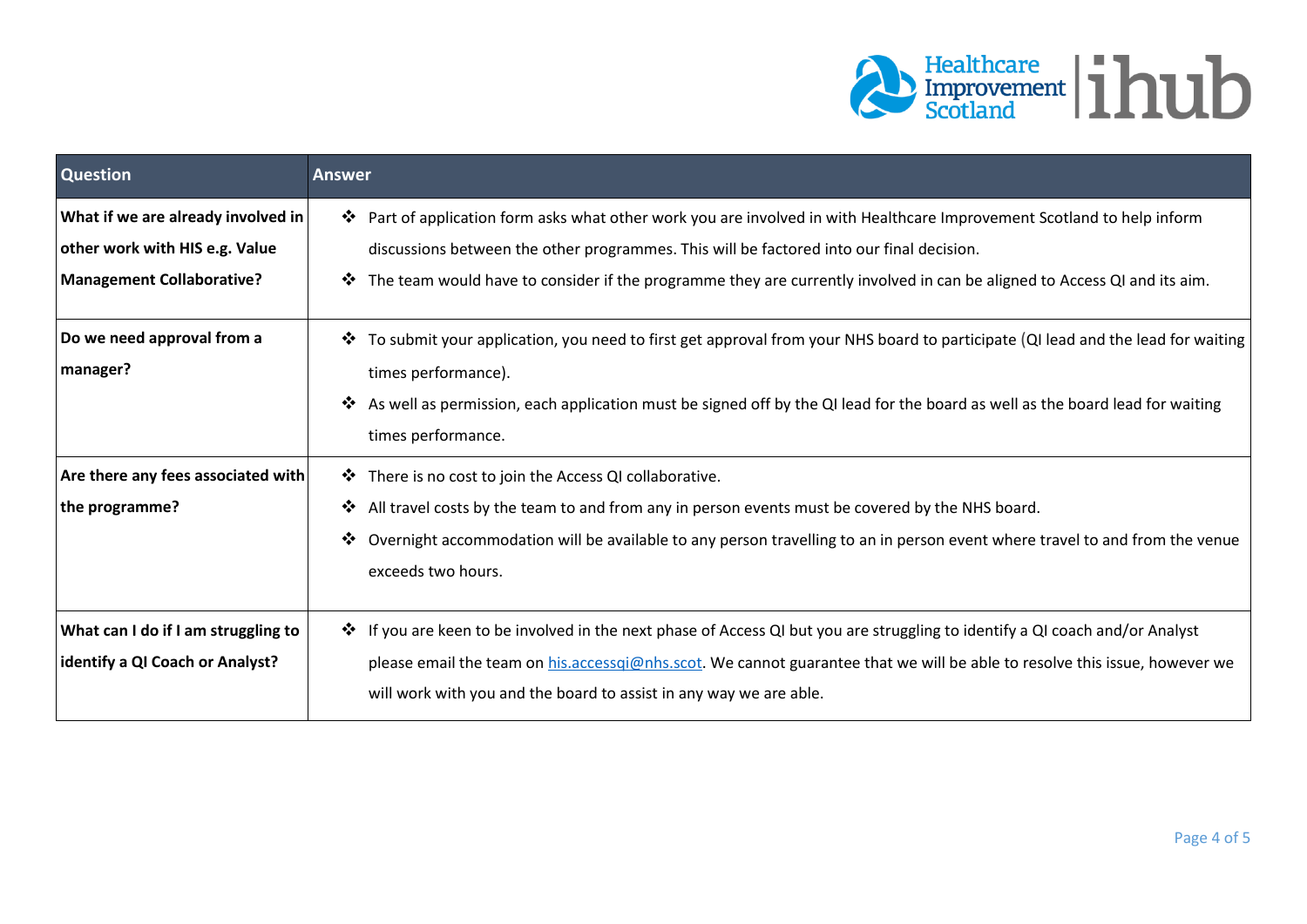| Question | Answer |
| --- | --- |
| **What if we are already involved in other work with HIS e.g. Value Management Collaborative?** | ❖ Part of application form asks what other work you are involved in with Healthcare Improvement Scotland to help inform discussions between the other programmes. This will be factored into our final decision.<br>❖ The team would have to consider if the programme they are currently involved in can be aligned to Access QI and its aim. |
| **Do we need approval from a manager?** | ❖ To submit your application, you need to first get approval from your NHS board to participate (QI lead and the lead for waiting times performance).<br>❖ As well as permission, each application must be signed off by the QI lead for the board as well as the board lead for waiting times performance. |
| **Are there any fees associated with the programme?** | ❖ There is no cost to join the Access QI collaborative.<br>❖ All travel costs by the team to and from any in person events must be covered by the NHS board.<br>❖ Overnight accommodation will be available to any person travelling to an in person event where travel to and from the venue exceeds two hours. |
| **What can I do if I am struggling to identify a QI Coach or Analyst?** | ❖ If you are keen to be involved in the next phase of Access QI but you are struggling to identify a QI coach and/or Analyst please email the team on his.accessqi@nhs.scot. We cannot guarantee that we will be able to resolve this issue, however we will work with you and the board to assist in any way we are able. |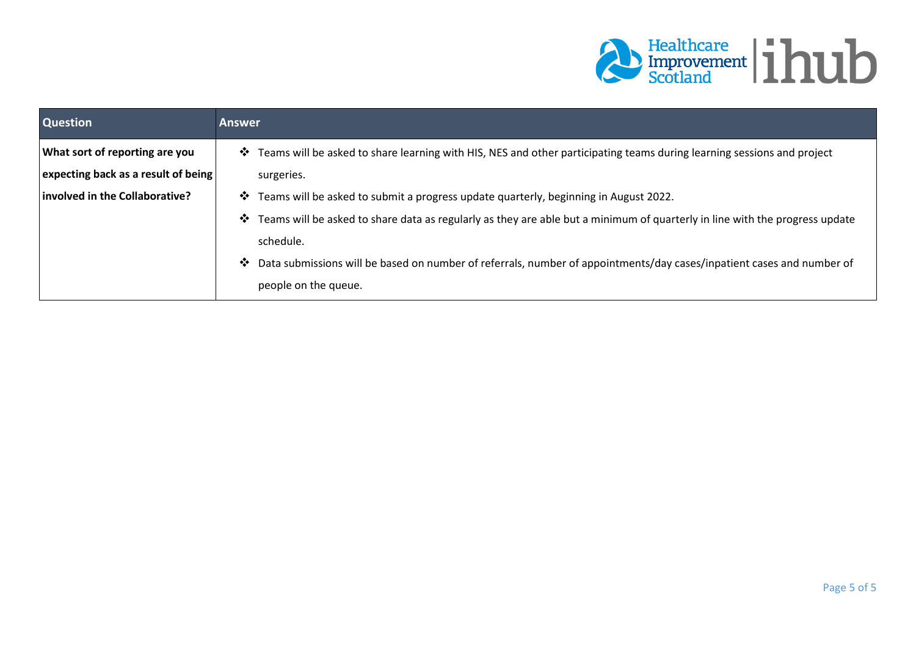| Question | Answer |
| --- | --- |
| **What sort of reporting are you expecting back as a result of being involved in the Collaborative?** | ❖ Teams will be asked to share learning with HIS, NES and other participating teams during learning sessions and project surgeries. <br> ❖ Teams will be asked to submit a progress update quarterly, beginning in August 2022. <br> ❖ Teams will be asked to share data as regularly as they are able but a minimum of quarterly in line with the progress update schedule. <br> ❖ Data submissions will be based on number of referrals, number of appointments/day cases/inpatient cases and number of people on the queue. |